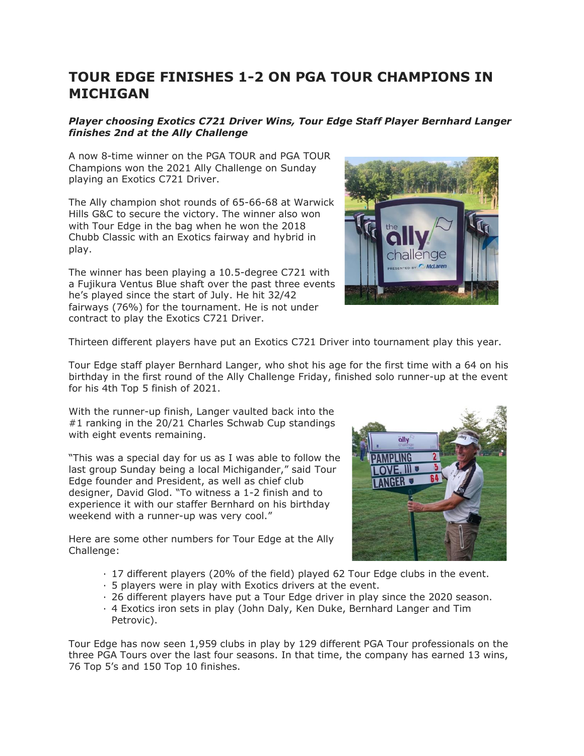# TOUR EDGE FINISHES 1-2 ON PGA TOUR CHAMPIONS IN MICHIGAN

***Player choosing Exotics C721 Driver Wins, Tour Edge Staff Player Bernhard Langer finishes 2nd at the Ally Challenge***

A now 8-time winner on the PGA TOUR and PGA TOUR Champions won the 2021 Ally Challenge on Sunday playing an Exotics C721 Driver.

The Ally champion shot rounds of 65-66-68 at Warwick Hills G&C to secure the victory. The winner also won with Tour Edge in the bag when he won the 2018 Chubb Classic with an Exotics fairway and hybrid in play.

The winner has been playing a 10.5-degree C721 with a Fujikura Ventus Blue shaft over the past three events he's played since the start of July. He hit 32/42 fairways (76%) for the tournament. He is not under contract to play the Exotics C721 Driver.

Thirteen different players have put an Exotics C721 Driver into tournament play this year.

Tour Edge staff player Bernhard Langer, who shot his age for the first time with a 64 on his birthday in the first round of the Ally Challenge Friday, finished solo runner-up at the event for his 4th Top 5 finish of 2021.

With the runner-up finish, Langer vaulted back into the #1 ranking in the 20/21 Charles Schwab Cup standings with eight events remaining.

"This was a special day for us as I was able to follow the last group Sunday being a local Michigander," said Tour Edge founder and President, as well as chief club designer, David Glod. "To witness a 1-2 finish and to experience it with our staffer Bernhard on his birthday weekend with a runner-up was very cool."

Here are some other numbers for Tour Edge at the Ally Challenge:

- 17 different players (20% of the field) played 62 Tour Edge clubs in the event.
- 5 players were in play with Exotics drivers at the event.
- 26 different players have put a Tour Edge driver in play since the 2020 season.
- 4 Exotics iron sets in play (John Daly, Ken Duke, Bernhard Langer and Tim Petrovic).

Tour Edge has now seen 1,959 clubs in play by 129 different PGA Tour professionals on the three PGA Tours over the last four seasons. In that time, the company has earned 13 wins, 76 Top 5's and 150 Top 10 finishes.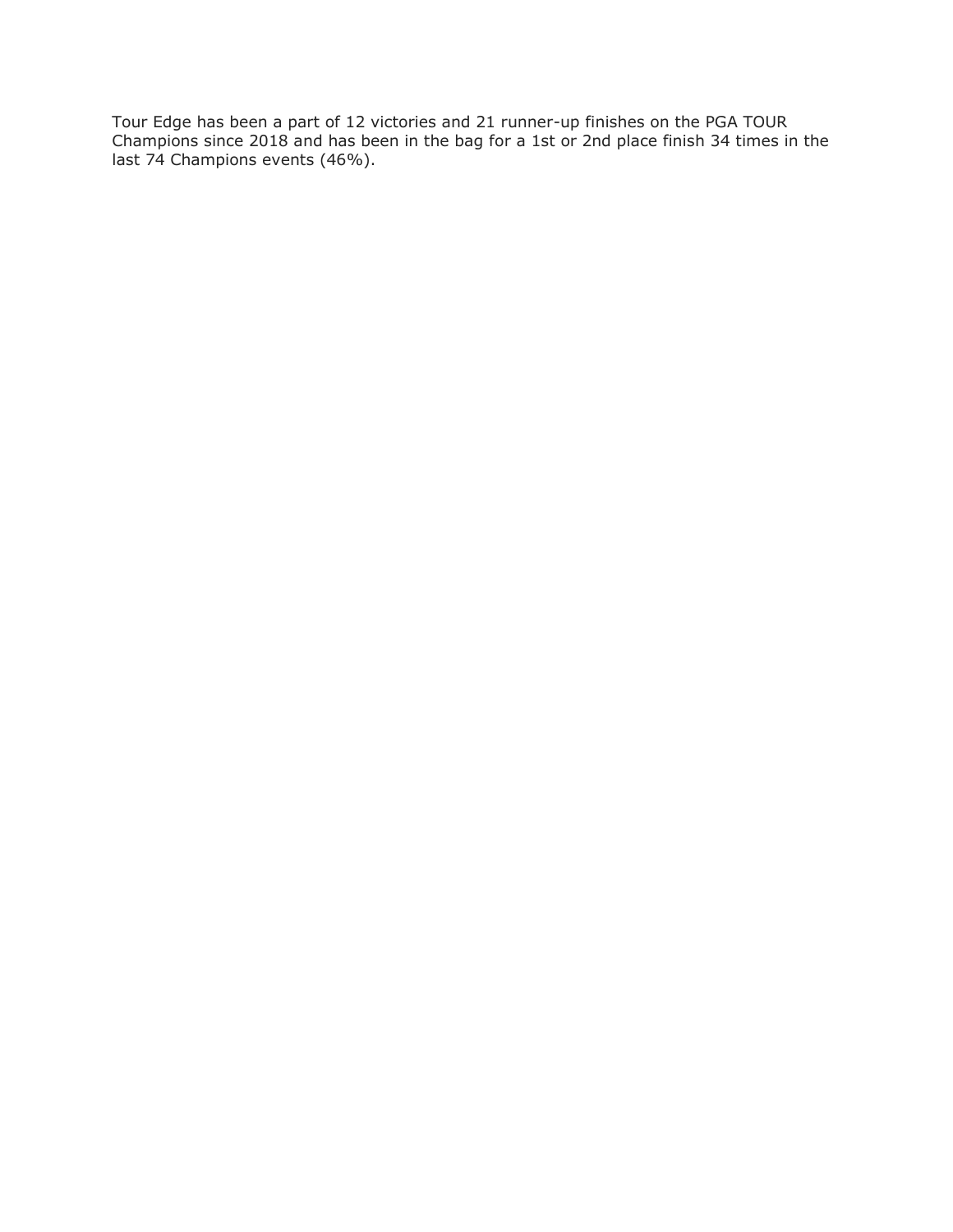Tour Edge has been a part of 12 victories and 21 runner-up finishes on the PGA TOUR Champions since 2018 and has been in the bag for a 1st or 2nd place finish 34 times in the last 74 Champions events (46%).